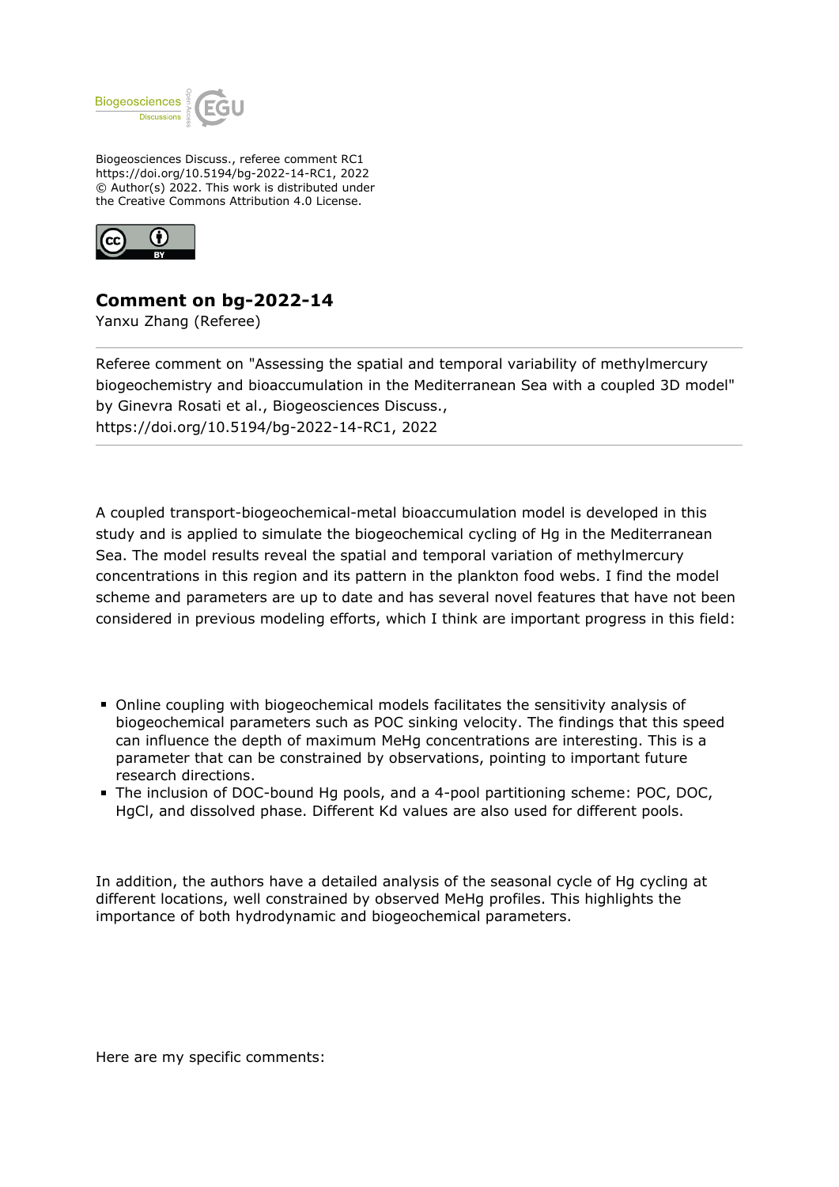Biogeosciences Discuss., referee comment RC1
https://doi.org/10.5194/bg-2022-14-RC1, 2022
© Author(s) 2022. This work is distributed under
the Creative Commons Attribution 4.0 License.

## Comment on bg-2022-14

Yanxu Zhang (Referee)

Referee comment on "Assessing the spatial and temporal variability of methylmercury biogeochemistry and bioaccumulation in the Mediterranean Sea with a coupled 3D model" by Ginevra Rosati et al., Biogeosciences Discuss., https://doi.org/10.5194/bg-2022-14-RC1, 2022

---

A coupled transport-biogeochemical-metal bioaccumulation model is developed in this study and is applied to simulate the biogeochemical cycling of Hg in the Mediterranean Sea. The model results reveal the spatial and temporal variation of methylmercury concentrations in this region and its pattern in the plankton food webs. I find the model scheme and parameters are up to date and has several novel features that have not been considered in previous modeling efforts, which I think are important progress in this field:

- Online coupling with biogeochemical models facilitates the sensitivity analysis of biogeochemical parameters such as POC sinking velocity. The findings that this speed can influence the depth of maximum MeHg concentrations are interesting. This is a parameter that can be constrained by observations, pointing to important future research directions.
- The inclusion of DOC-bound Hg pools, and a 4-pool partitioning scheme: POC, DOC, HgCl, and dissolved phase. Different Kd values are also used for different pools.

In addition, the authors have a detailed analysis of the seasonal cycle of Hg cycling at different locations, well constrained by observed MeHg profiles. This highlights the importance of both hydrodynamic and biogeochemical parameters.

Here are my specific comments: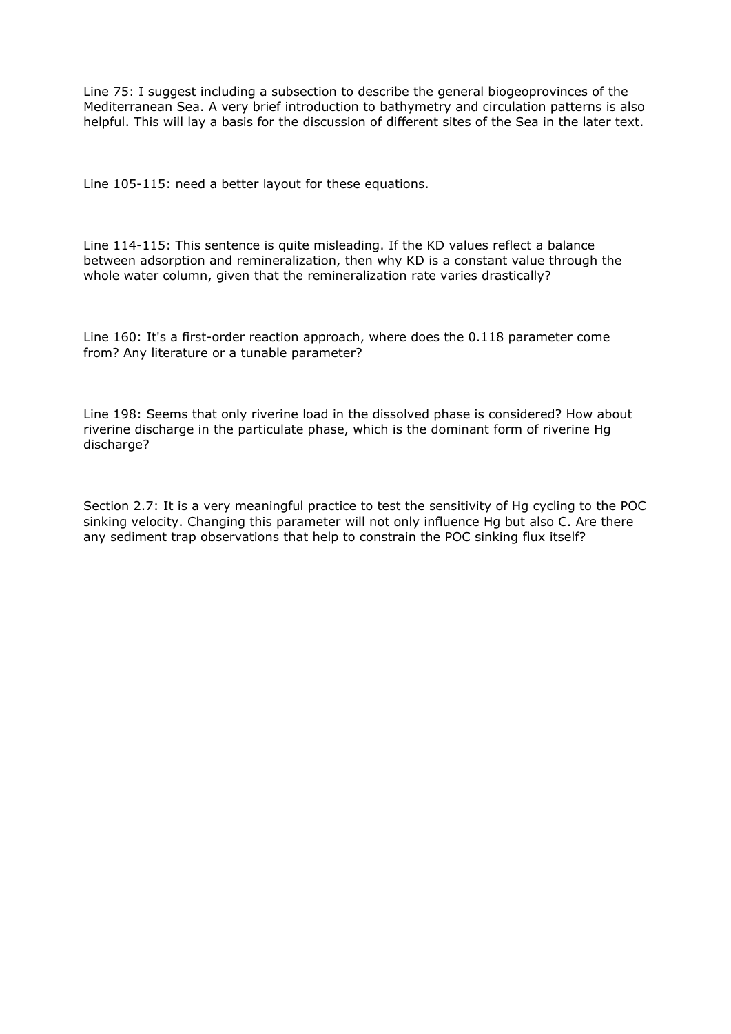Line 75: I suggest including a subsection to describe the general biogeoprovinces of the Mediterranean Sea. A very brief introduction to bathymetry and circulation patterns is also helpful. This will lay a basis for the discussion of different sites of the Sea in the later text.

Line 105-115: need a better layout for these equations.

Line 114-115: This sentence is quite misleading. If the KD values reflect a balance between adsorption and remineralization, then why KD is a constant value through the whole water column, given that the remineralization rate varies drastically?

Line 160: It's a first-order reaction approach, where does the 0.118 parameter come from? Any literature or a tunable parameter?

Line 198: Seems that only riverine load in the dissolved phase is considered? How about riverine discharge in the particulate phase, which is the dominant form of riverine Hg discharge?

Section 2.7: It is a very meaningful practice to test the sensitivity of Hg cycling to the POC sinking velocity. Changing this parameter will not only influence Hg but also C. Are there any sediment trap observations that help to constrain the POC sinking flux itself?